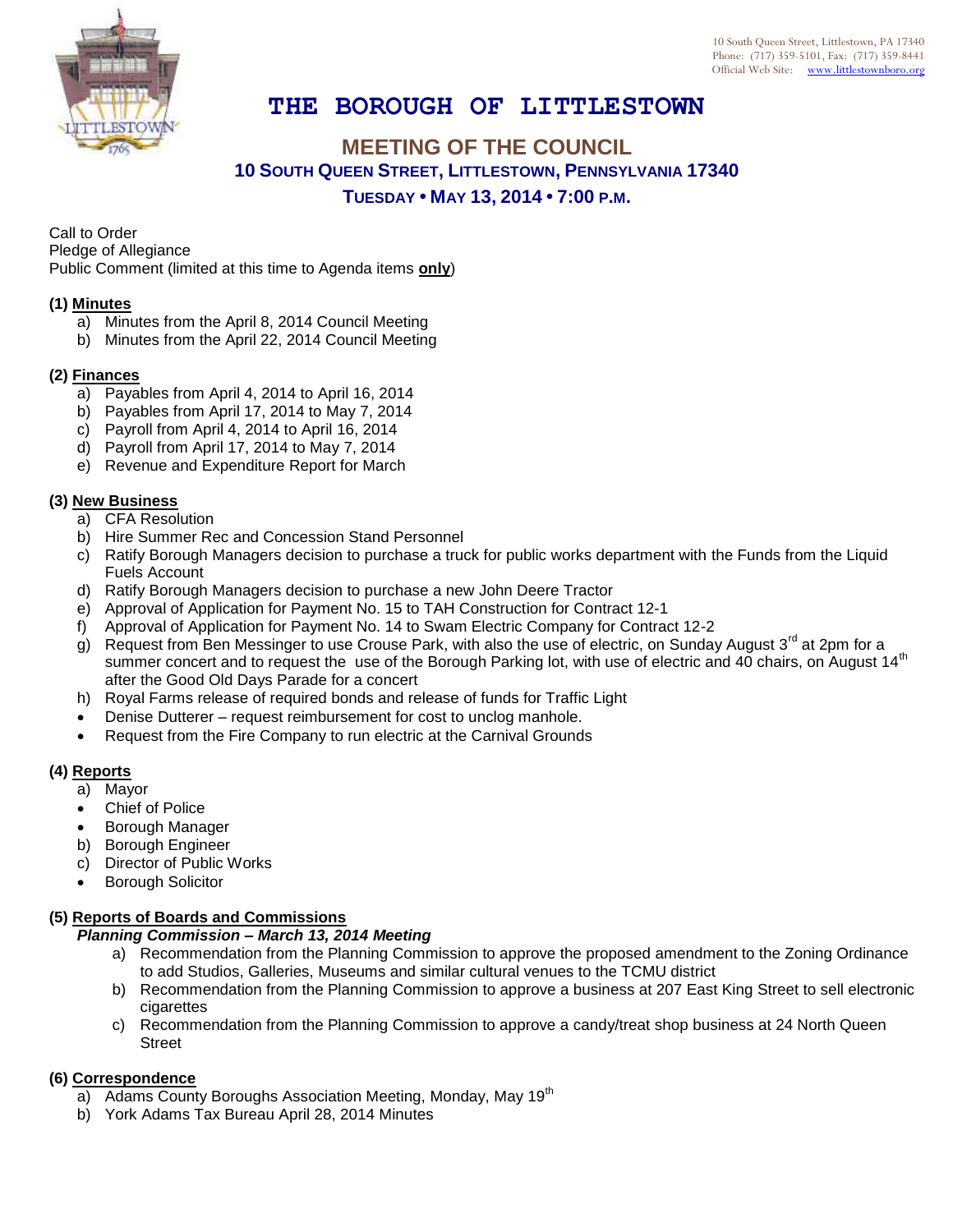10 South Queen Street, Littlestown, PA 17340
Phone: (717) 359-5101, Fax: (717) 359-8441
Official Web Site: www.littlestownboro.org

# THE BOROUGH OF LITTLESTOWN

## MEETING OF THE COUNCIL

### 10 SOUTH QUEEN STREET, LITTLESTOWN, PENNSYLVANIA 17340

### TUESDAY • MAY 13, 2014 • 7:00 P.M.

Call to Order
Pledge of Allegiance
Public Comment (limited at this time to Agenda items **only**)

**(1) Minutes**

a) Minutes from the April 8, 2014 Council Meeting
b) Minutes from the April 22, 2014 Council Meeting

**(2) Finances**

a) Payables from April 4, 2014 to April 16, 2014
b) Payables from April 17, 2014 to May 7, 2014
c) Payroll from April 4, 2014 to April 16, 2014
d) Payroll from April 17, 2014 to May 7, 2014
e) Revenue and Expenditure Report for March

**(3) New Business**

a) CFA Resolution
b) Hire Summer Rec and Concession Stand Personnel
c) Ratify Borough Managers decision to purchase a truck for public works department with the Funds from the Liquid Fuels Account
d) Ratify Borough Managers decision to purchase a new John Deere Tractor
e) Approval of Application for Payment No. 15 to TAH Construction for Contract 12-1
f) Approval of Application for Payment No. 14 to Swam Electric Company for Contract 12-2
g) Request from Ben Messinger to use Crouse Park, with also the use of electric, on Sunday August 3rd at 2pm for a summer concert and to request the use of the Borough Parking lot, with use of electric and 40 chairs, on August 14th after the Good Old Days Parade for a concert
h) Royal Farms release of required bonds and release of funds for Traffic Light

- Denise Dutterer – request reimbursement for cost to unclog manhole.
- Request from the Fire Company to run electric at the Carnival Grounds

**(4) Reports**

a) Mayor

- Chief of Police
- Borough Manager

b) Borough Engineer
c) Director of Public Works

- Borough Solicitor

**(5) Reports of Boards and Commissions**

***Planning Commission – March 13, 2014 Meeting***

a) Recommendation from the Planning Commission to approve the proposed amendment to the Zoning Ordinance to add Studios, Galleries, Museums and similar cultural venues to the TCMU district
b) Recommendation from the Planning Commission to approve a business at 207 East King Street to sell electronic cigarettes
c) Recommendation from the Planning Commission to approve a candy/treat shop business at 24 North Queen Street

**(6) Correspondence**

a) Adams County Boroughs Association Meeting, Monday, May 19th
b) York Adams Tax Bureau April 28, 2014 Minutes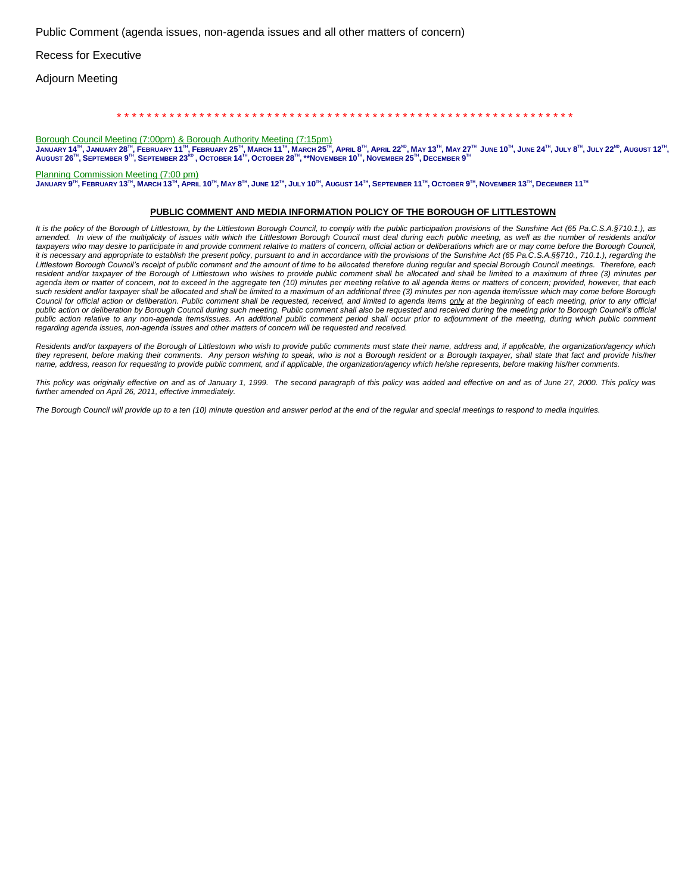Public Comment (agenda issues, non-agenda issues and all other matters of concern)

Recess for Executive

Adjourn Meeting

* * * * * * * * * * * * * * * * * * * * * * * * * * * * * * * * * * * * * * * * * * * * * * * * * * * * * * * * * * * * * * * *

Borough Council Meeting (7:00pm) & Borough Authority Meeting (7:15pm)

**JANUARY 14TH, JANUARY 28TH, FEBRUARY 11TH, FEBRUARY 25TH, MARCH 11TH, MARCH 25TH, APRIL 8TH, APRIL 22ND, MAY 13TH, MAY 27TH JUNE 10TH, JUNE 24TH, JULY 8TH, JULY 22ND, AUGUST 12TH, AUGUST 26TH, SEPTEMBER 9TH, SEPTEMBER 23RD, OCTOBER 14TH, OCTOBER 28TH, **NOVEMBER 10TH, NOVEMBER 25TH, DECEMBER 9TH**

Planning Commission Meeting (7:00 pm)

**JANUARY 9TH, FEBRUARY 13TH, MARCH 13TH, APRIL 10TH, MAY 8TH, JUNE 12TH, JULY 10TH, AUGUST 14TH, SEPTEMBER 11TH, OCTOBER 9TH, NOVEMBER 13TH, DECEMBER 11TH**

## PUBLIC COMMENT AND MEDIA INFORMATION POLICY OF THE BOROUGH OF LITTLESTOWN

*It is the policy of the Borough of Littlestown, by the Littlestown Borough Council, to comply with the public participation provisions of the Sunshine Act (65 Pa.C.S.A.§710.1.), as amended. In view of the multiplicity of issues with which the Littlestown Borough Council must deal during each public meeting, as well as the number of residents and/or taxpayers who may desire to participate in and provide comment relative to matters of concern, official action or deliberations which are or may come before the Borough Council, it is necessary and appropriate to establish the present policy, pursuant to and in accordance with the provisions of the Sunshine Act (65 Pa.C.S.A.§§710., 710.1.), regarding the Littlestown Borough Council's receipt of public comment and the amount of time to be allocated therefore during regular and special Borough Council meetings. Therefore, each resident and/or taxpayer of the Borough of Littlestown who wishes to provide public comment shall be allocated and shall be limited to a maximum of three (3) minutes per agenda item or matter of concern, not to exceed in the aggregate ten (10) minutes per meeting relative to all agenda items or matters of concern; provided, however, that each such resident and/or taxpayer shall be allocated and shall be limited to a maximum of an additional three (3) minutes per non-agenda item/issue which may come before Borough Council for official action or deliberation. Public comment shall be requested, received, and limited to agenda items only at the beginning of each meeting, prior to any official public action or deliberation by Borough Council during such meeting. Public comment shall also be requested and received during the meeting prior to Borough Council's official public action relative to any non-agenda items/issues. An additional public comment period shall occur prior to adjournment of the meeting, during which public comment regarding agenda issues, non-agenda issues and other matters of concern will be requested and received.*

*Residents and/or taxpayers of the Borough of Littlestown who wish to provide public comments must state their name, address and, if applicable, the organization/agency which they represent, before making their comments. Any person wishing to speak, who is not a Borough resident or a Borough taxpayer, shall state that fact and provide his/her name, address, reason for requesting to provide public comment, and if applicable, the organization/agency which he/she represents, before making his/her comments.*

*This policy was originally effective on and as of January 1, 1999. The second paragraph of this policy was added and effective on and as of June 27, 2000. This policy was further amended on April 26, 2011, effective immediately.*

*The Borough Council will provide up to a ten (10) minute question and answer period at the end of the regular and special meetings to respond to media inquiries.*